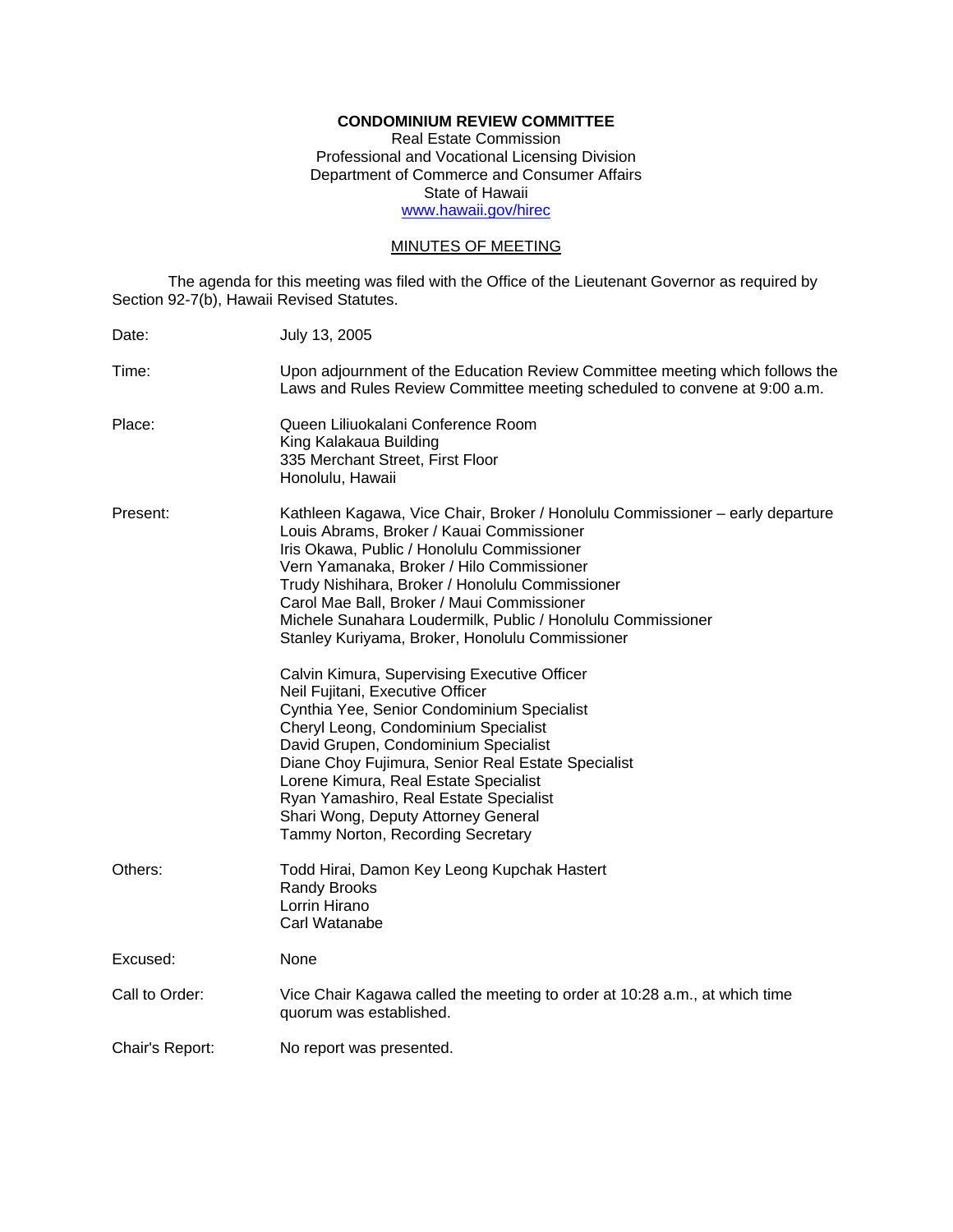**CONDOMINIUM REVIEW COMMITTEE**
Real Estate Commission
Professional and Vocational Licensing Division
Department of Commerce and Consumer Affairs
State of Hawaii
www.hawaii.gov/hirec

MINUTES OF MEETING

The agenda for this meeting was filed with the Office of the Lieutenant Governor as required by Section 92-7(b), Hawaii Revised Statutes.

Date: July 13, 2005

Time: Upon adjournment of the Education Review Committee meeting which follows the Laws and Rules Review Committee meeting scheduled to convene at 9:00 a.m.

Place: Queen Liliuokalani Conference Room
King Kalakaua Building
335 Merchant Street, First Floor
Honolulu, Hawaii

Present: Kathleen Kagawa, Vice Chair, Broker / Honolulu Commissioner – early departure
Louis Abrams, Broker / Kauai Commissioner
Iris Okawa, Public / Honolulu Commissioner
Vern Yamanaka, Broker / Hilo Commissioner
Trudy Nishihara, Broker / Honolulu Commissioner
Carol Mae Ball, Broker / Maui Commissioner
Michele Sunahara Loudermilk, Public / Honolulu Commissioner
Stanley Kuriyama, Broker, Honolulu Commissioner

Calvin Kimura, Supervising Executive Officer
Neil Fujitani, Executive Officer
Cynthia Yee, Senior Condominium Specialist
Cheryl Leong, Condominium Specialist
David Grupen, Condominium Specialist
Diane Choy Fujimura, Senior Real Estate Specialist
Lorene Kimura, Real Estate Specialist
Ryan Yamashiro, Real Estate Specialist
Shari Wong, Deputy Attorney General
Tammy Norton, Recording Secretary

Others: Todd Hirai, Damon Key Leong Kupchak Hastert
Randy Brooks
Lorrin Hirano
Carl Watanabe

Excused: None

Call to Order: Vice Chair Kagawa called the meeting to order at 10:28 a.m., at which time quorum was established.

Chair's Report: No report was presented.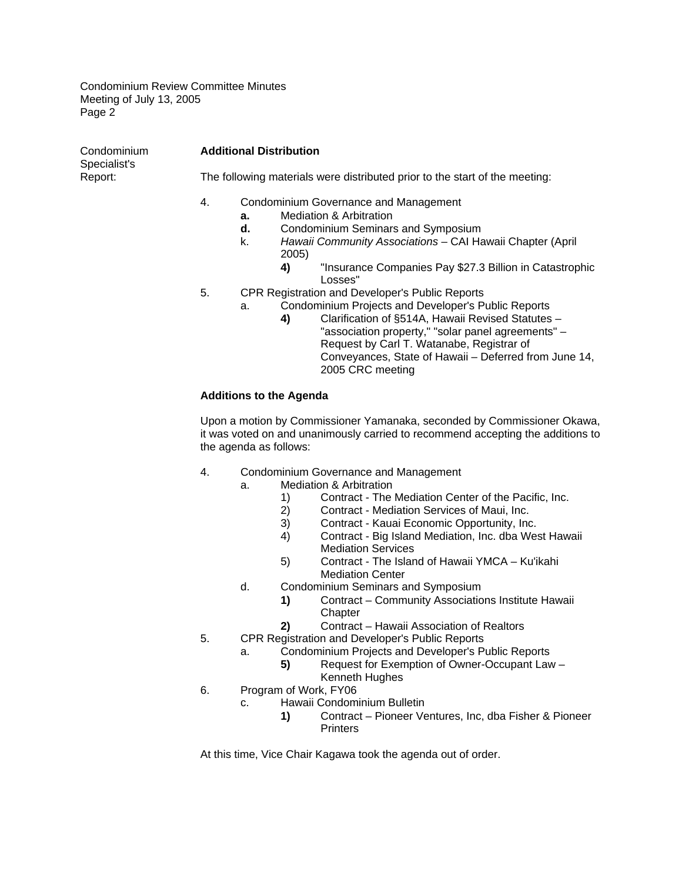Condominium Specialist's Report:

**Additional Distribution**

The following materials were distributed prior to the start of the meeting:

4. Condominium Governance and Management
   - **a.** Mediation & Arbitration
   - **d.** Condominium Seminars and Symposium
   - k. *Hawaii Community Associations* – CAI Hawaii Chapter (April 2005)
     - **4)** "Insurance Companies Pay $27.3 Billion in Catastrophic Losses"
5. CPR Registration and Developer's Public Reports
   - a. Condominium Projects and Developer's Public Reports
     - **4)** Clarification of §514A, Hawaii Revised Statutes – "association property," "solar panel agreements" – Request by Carl T. Watanabe, Registrar of Conveyances, State of Hawaii – Deferred from June 14, 2005 CRC meeting

**Additions to the Agenda**

Upon a motion by Commissioner Yamanaka, seconded by Commissioner Okawa, it was voted on and unanimously carried to recommend accepting the additions to the agenda as follows:

4. Condominium Governance and Management
   - a. Mediation & Arbitration
     - 1) Contract - The Mediation Center of the Pacific, Inc.
     - 2) Contract - Mediation Services of Maui, Inc.
     - 3) Contract - Kauai Economic Opportunity, Inc.
     - 4) Contract - Big Island Mediation, Inc. dba West Hawaii Mediation Services
     - 5) Contract - The Island of Hawaii YMCA – Ku'ikahi Mediation Center
   - d. Condominium Seminars and Symposium
     - **1)** Contract – Community Associations Institute Hawaii Chapter
     - **2)** Contract – Hawaii Association of Realtors
5. CPR Registration and Developer's Public Reports
   - a. Condominium Projects and Developer's Public Reports
     - **5)** Request for Exemption of Owner-Occupant Law – Kenneth Hughes
6. Program of Work, FY06
   - c. Hawaii Condominium Bulletin
     - **1)** Contract – Pioneer Ventures, Inc, dba Fisher & Pioneer Printers

At this time, Vice Chair Kagawa took the agenda out of order.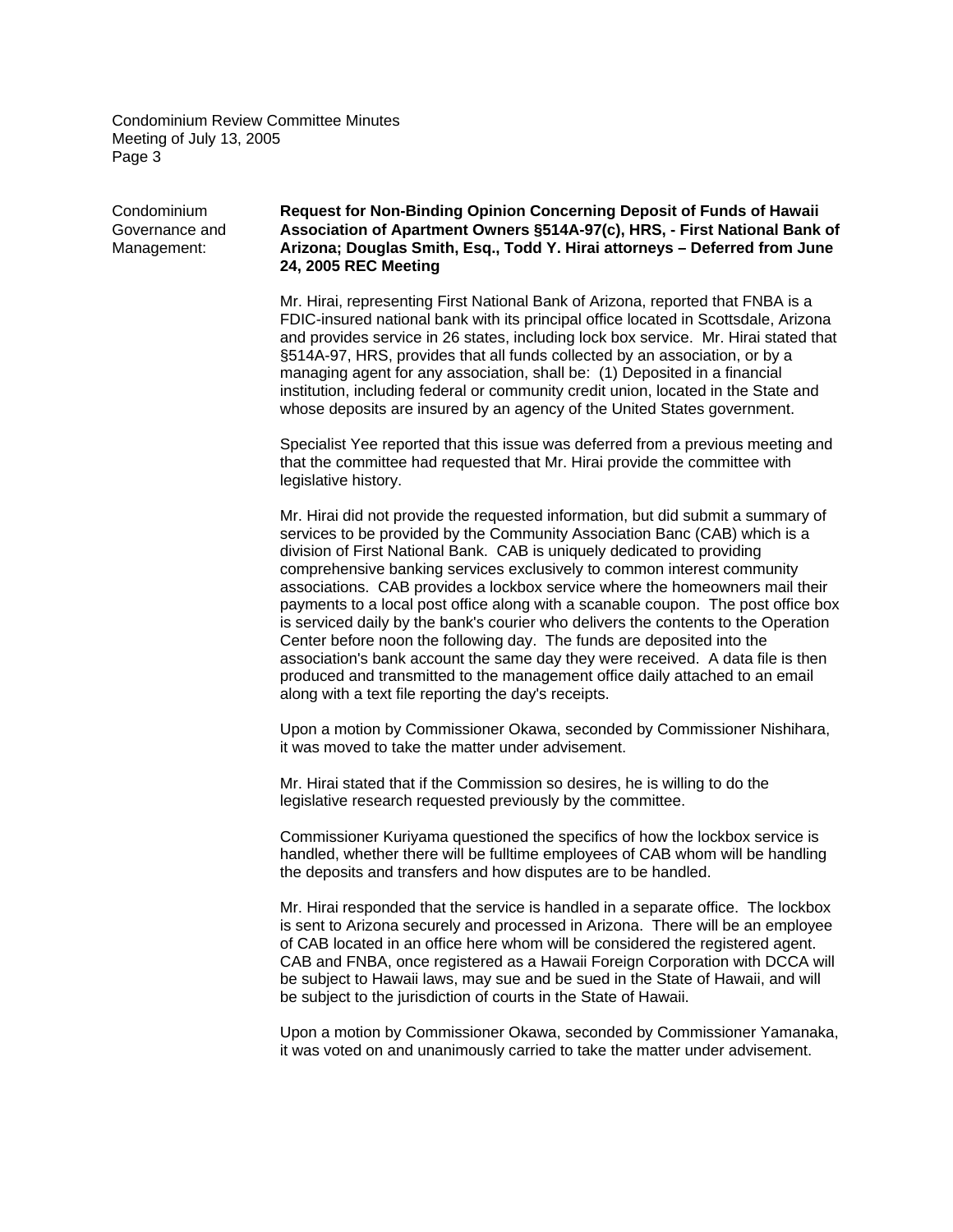Condominium Governance and Management:

**Request for Non-Binding Opinion Concerning Deposit of Funds of Hawaii Association of Apartment Owners §514A-97(c), HRS, - First National Bank of Arizona; Douglas Smith, Esq., Todd Y. Hirai attorneys – Deferred from June 24, 2005 REC Meeting**

Mr. Hirai, representing First National Bank of Arizona, reported that FNBA is a FDIC-insured national bank with its principal office located in Scottsdale, Arizona and provides service in 26 states, including lock box service. Mr. Hirai stated that §514A-97, HRS, provides that all funds collected by an association, or by a managing agent for any association, shall be: (1) Deposited in a financial institution, including federal or community credit union, located in the State and whose deposits are insured by an agency of the United States government.

Specialist Yee reported that this issue was deferred from a previous meeting and that the committee had requested that Mr. Hirai provide the committee with legislative history.

Mr. Hirai did not provide the requested information, but did submit a summary of services to be provided by the Community Association Banc (CAB) which is a division of First National Bank. CAB is uniquely dedicated to providing comprehensive banking services exclusively to common interest community associations. CAB provides a lockbox service where the homeowners mail their payments to a local post office along with a scanable coupon. The post office box is serviced daily by the bank's courier who delivers the contents to the Operation Center before noon the following day. The funds are deposited into the association's bank account the same day they were received. A data file is then produced and transmitted to the management office daily attached to an email along with a text file reporting the day's receipts.

Upon a motion by Commissioner Okawa, seconded by Commissioner Nishihara, it was moved to take the matter under advisement.

Mr. Hirai stated that if the Commission so desires, he is willing to do the legislative research requested previously by the committee.

Commissioner Kuriyama questioned the specifics of how the lockbox service is handled, whether there will be fulltime employees of CAB whom will be handling the deposits and transfers and how disputes are to be handled.

Mr. Hirai responded that the service is handled in a separate office. The lockbox is sent to Arizona securely and processed in Arizona. There will be an employee of CAB located in an office here whom will be considered the registered agent. CAB and FNBA, once registered as a Hawaii Foreign Corporation with DCCA will be subject to Hawaii laws, may sue and be sued in the State of Hawaii, and will be subject to the jurisdiction of courts in the State of Hawaii.

Upon a motion by Commissioner Okawa, seconded by Commissioner Yamanaka, it was voted on and unanimously carried to take the matter under advisement.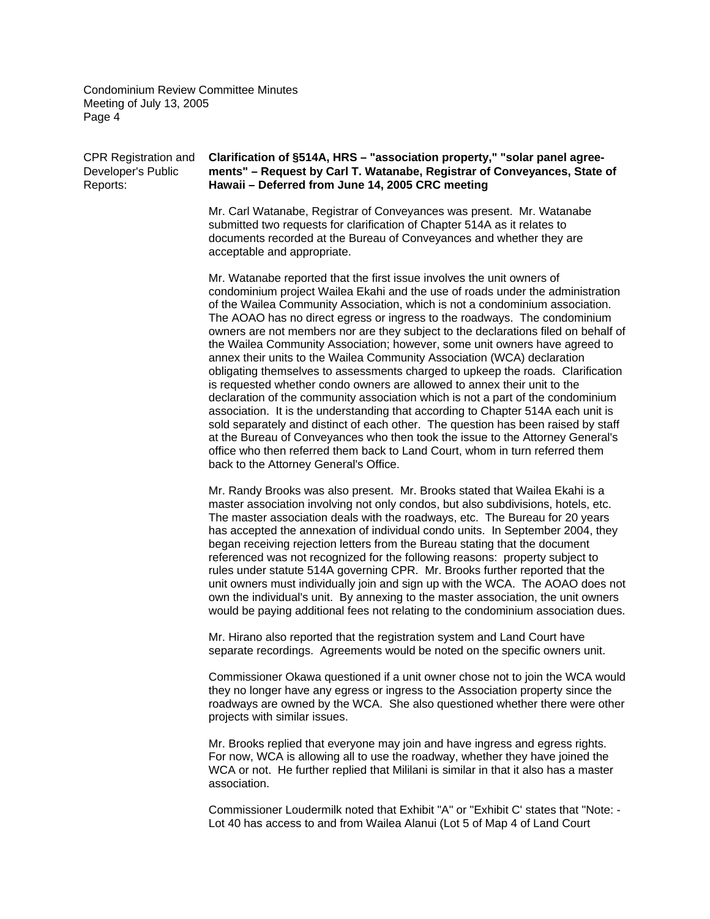CPR Registration and Developer's Public Reports:

**Clarification of §514A, HRS – "association property," "solar panel agreements" – Request by Carl T. Watanabe, Registrar of Conveyances, State of Hawaii – Deferred from June 14, 2005 CRC meeting**

Mr. Carl Watanabe, Registrar of Conveyances was present. Mr. Watanabe submitted two requests for clarification of Chapter 514A as it relates to documents recorded at the Bureau of Conveyances and whether they are acceptable and appropriate.

Mr. Watanabe reported that the first issue involves the unit owners of condominium project Wailea Ekahi and the use of roads under the administration of the Wailea Community Association, which is not a condominium association. The AOAO has no direct egress or ingress to the roadways. The condominium owners are not members nor are they subject to the declarations filed on behalf of the Wailea Community Association; however, some unit owners have agreed to annex their units to the Wailea Community Association (WCA) declaration obligating themselves to assessments charged to upkeep the roads. Clarification is requested whether condo owners are allowed to annex their unit to the declaration of the community association which is not a part of the condominium association. It is the understanding that according to Chapter 514A each unit is sold separately and distinct of each other. The question has been raised by staff at the Bureau of Conveyances who then took the issue to the Attorney General's office who then referred them back to Land Court, whom in turn referred them back to the Attorney General's Office.

Mr. Randy Brooks was also present. Mr. Brooks stated that Wailea Ekahi is a master association involving not only condos, but also subdivisions, hotels, etc. The master association deals with the roadways, etc. The Bureau for 20 years has accepted the annexation of individual condo units. In September 2004, they began receiving rejection letters from the Bureau stating that the document referenced was not recognized for the following reasons: property subject to rules under statute 514A governing CPR. Mr. Brooks further reported that the unit owners must individually join and sign up with the WCA. The AOAO does not own the individual's unit. By annexing to the master association, the unit owners would be paying additional fees not relating to the condominium association dues.

Mr. Hirano also reported that the registration system and Land Court have separate recordings. Agreements would be noted on the specific owners unit.

Commissioner Okawa questioned if a unit owner chose not to join the WCA would they no longer have any egress or ingress to the Association property since the roadways are owned by the WCA. She also questioned whether there were other projects with similar issues.

Mr. Brooks replied that everyone may join and have ingress and egress rights. For now, WCA is allowing all to use the roadway, whether they have joined the WCA or not. He further replied that Mililani is similar in that it also has a master association.

Commissioner Loudermilk noted that Exhibit "A" or "Exhibit C' states that "Note: - Lot 40 has access to and from Wailea Alanui (Lot 5 of Map 4 of Land Court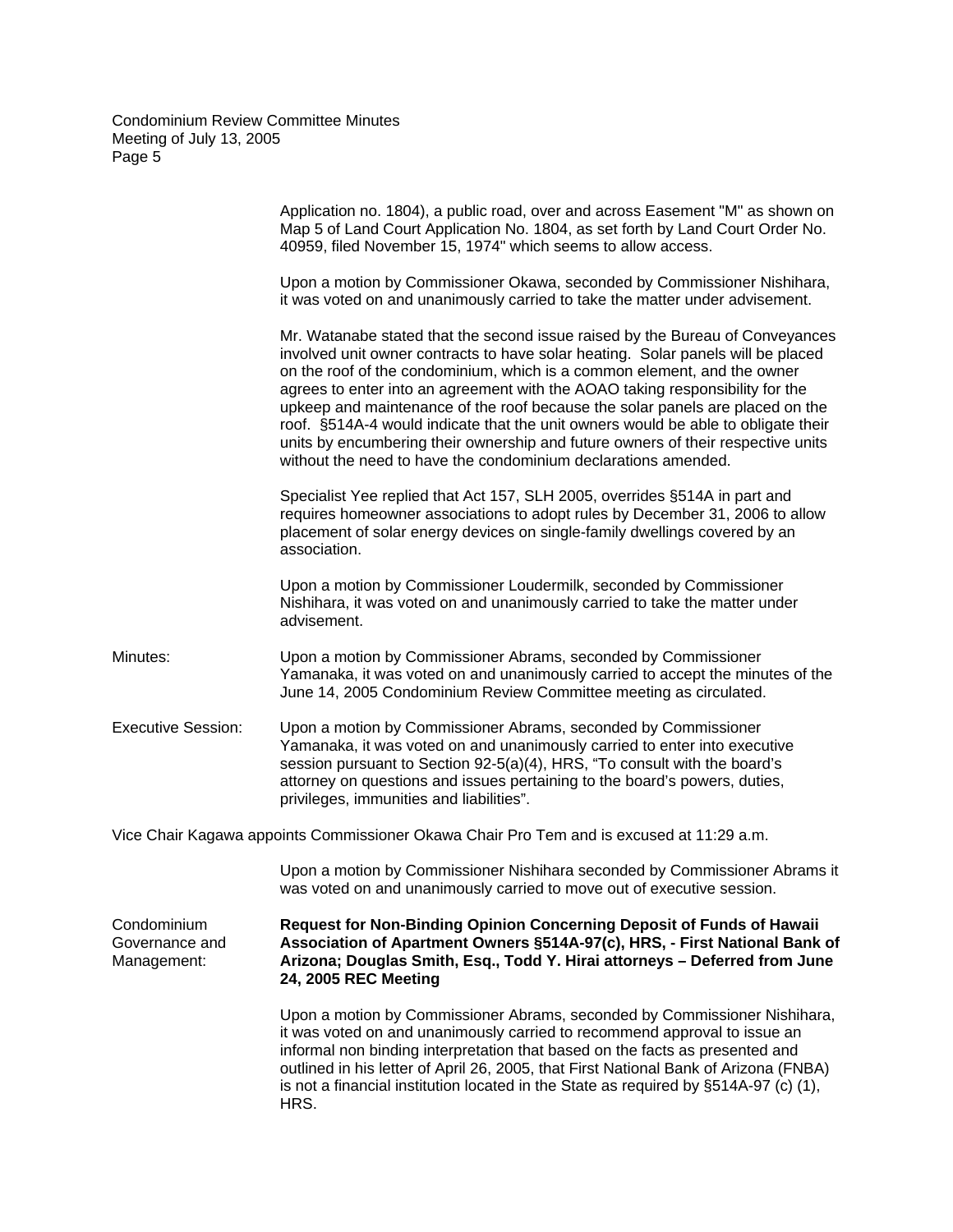Application no. 1804), a public road, over and across Easement "M" as shown on Map 5 of Land Court Application No. 1804, as set forth by Land Court Order No. 40959, filed November 15, 1974" which seems to allow access.

Upon a motion by Commissioner Okawa, seconded by Commissioner Nishihara, it was voted on and unanimously carried to take the matter under advisement.

Mr. Watanabe stated that the second issue raised by the Bureau of Conveyances involved unit owner contracts to have solar heating. Solar panels will be placed on the roof of the condominium, which is a common element, and the owner agrees to enter into an agreement with the AOAO taking responsibility for the upkeep and maintenance of the roof because the solar panels are placed on the roof. §514A-4 would indicate that the unit owners would be able to obligate their units by encumbering their ownership and future owners of their respective units without the need to have the condominium declarations amended.

Specialist Yee replied that Act 157, SLH 2005, overrides §514A in part and requires homeowner associations to adopt rules by December 31, 2006 to allow placement of solar energy devices on single-family dwellings covered by an association.

Upon a motion by Commissioner Loudermilk, seconded by Commissioner Nishihara, it was voted on and unanimously carried to take the matter under advisement.

Minutes: Upon a motion by Commissioner Abrams, seconded by Commissioner Yamanaka, it was voted on and unanimously carried to accept the minutes of the June 14, 2005 Condominium Review Committee meeting as circulated.

Executive Session: Upon a motion by Commissioner Abrams, seconded by Commissioner Yamanaka, it was voted on and unanimously carried to enter into executive session pursuant to Section 92-5(a)(4), HRS, "To consult with the board's attorney on questions and issues pertaining to the board's powers, duties, privileges, immunities and liabilities".

Vice Chair Kagawa appoints Commissioner Okawa Chair Pro Tem and is excused at 11:29 a.m.

Upon a motion by Commissioner Nishihara seconded by Commissioner Abrams it was voted on and unanimously carried to move out of executive session.

Condominium Governance and Management: **Request for Non-Binding Opinion Concerning Deposit of Funds of Hawaii Association of Apartment Owners §514A-97(c), HRS, - First National Bank of Arizona; Douglas Smith, Esq., Todd Y. Hirai attorneys – Deferred from June 24, 2005 REC Meeting**

Upon a motion by Commissioner Abrams, seconded by Commissioner Nishihara, it was voted on and unanimously carried to recommend approval to issue an informal non binding interpretation that based on the facts as presented and outlined in his letter of April 26, 2005, that First National Bank of Arizona (FNBA) is not a financial institution located in the State as required by §514A-97 (c) (1), HRS.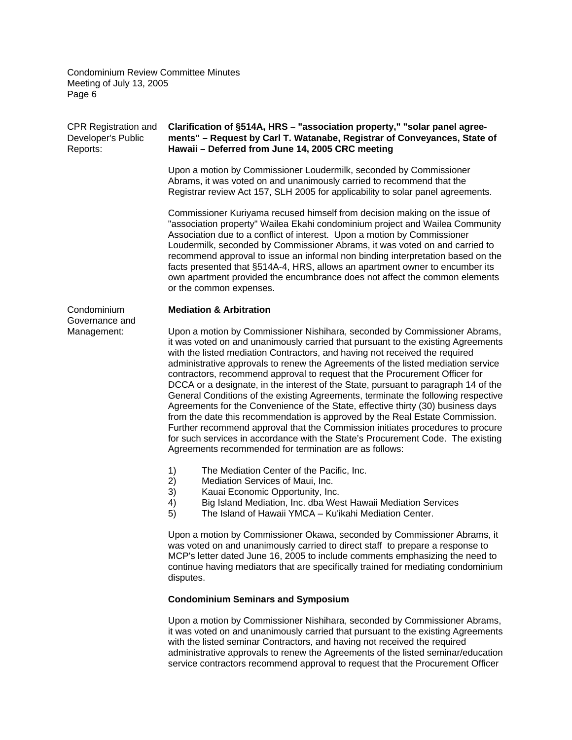**CPR Registration and Developer's Public Reports:**

**Clarification of §514A, HRS – "association property," "solar panel agreements" – Request by Carl T. Watanabe, Registrar of Conveyances, State of Hawaii – Deferred from June 14, 2005 CRC meeting**

Upon a motion by Commissioner Loudermilk, seconded by Commissioner Abrams, it was voted on and unanimously carried to recommend that the Registrar review Act 157, SLH 2005 for applicability to solar panel agreements.

Commissioner Kuriyama recused himself from decision making on the issue of "association property" Wailea Ekahi condominium project and Wailea Community Association due to a conflict of interest. Upon a motion by Commissioner Loudermilk, seconded by Commissioner Abrams, it was voted on and carried to recommend approval to issue an informal non binding interpretation based on the facts presented that §514A-4, HRS, allows an apartment owner to encumber its own apartment provided the encumbrance does not affect the common elements or the common expenses.

**Condominium Governance and Management:**

**Mediation & Arbitration**

Upon a motion by Commissioner Nishihara, seconded by Commissioner Abrams, it was voted on and unanimously carried that pursuant to the existing Agreements with the listed mediation Contractors, and having not received the required administrative approvals to renew the Agreements of the listed mediation service contractors, recommend approval to request that the Procurement Officer for DCCA or a designate, in the interest of the State, pursuant to paragraph 14 of the General Conditions of the existing Agreements, terminate the following respective Agreements for the Convenience of the State, effective thirty (30) business days from the date this recommendation is approved by the Real Estate Commission. Further recommend approval that the Commission initiates procedures to procure for such services in accordance with the State's Procurement Code. The existing Agreements recommended for termination are as follows:

1) The Mediation Center of the Pacific, Inc.
2) Mediation Services of Maui, Inc.
3) Kauai Economic Opportunity, Inc.
4) Big Island Mediation, Inc. dba West Hawaii Mediation Services
5) The Island of Hawaii YMCA – Ku'ikahi Mediation Center.

Upon a motion by Commissioner Okawa, seconded by Commissioner Abrams, it was voted on and unanimously carried to direct staff to prepare a response to MCP's letter dated June 16, 2005 to include comments emphasizing the need to continue having mediators that are specifically trained for mediating condominium disputes.

**Condominium Seminars and Symposium**

Upon a motion by Commissioner Nishihara, seconded by Commissioner Abrams, it was voted on and unanimously carried that pursuant to the existing Agreements with the listed seminar Contractors, and having not received the required administrative approvals to renew the Agreements of the listed seminar/education service contractors recommend approval to request that the Procurement Officer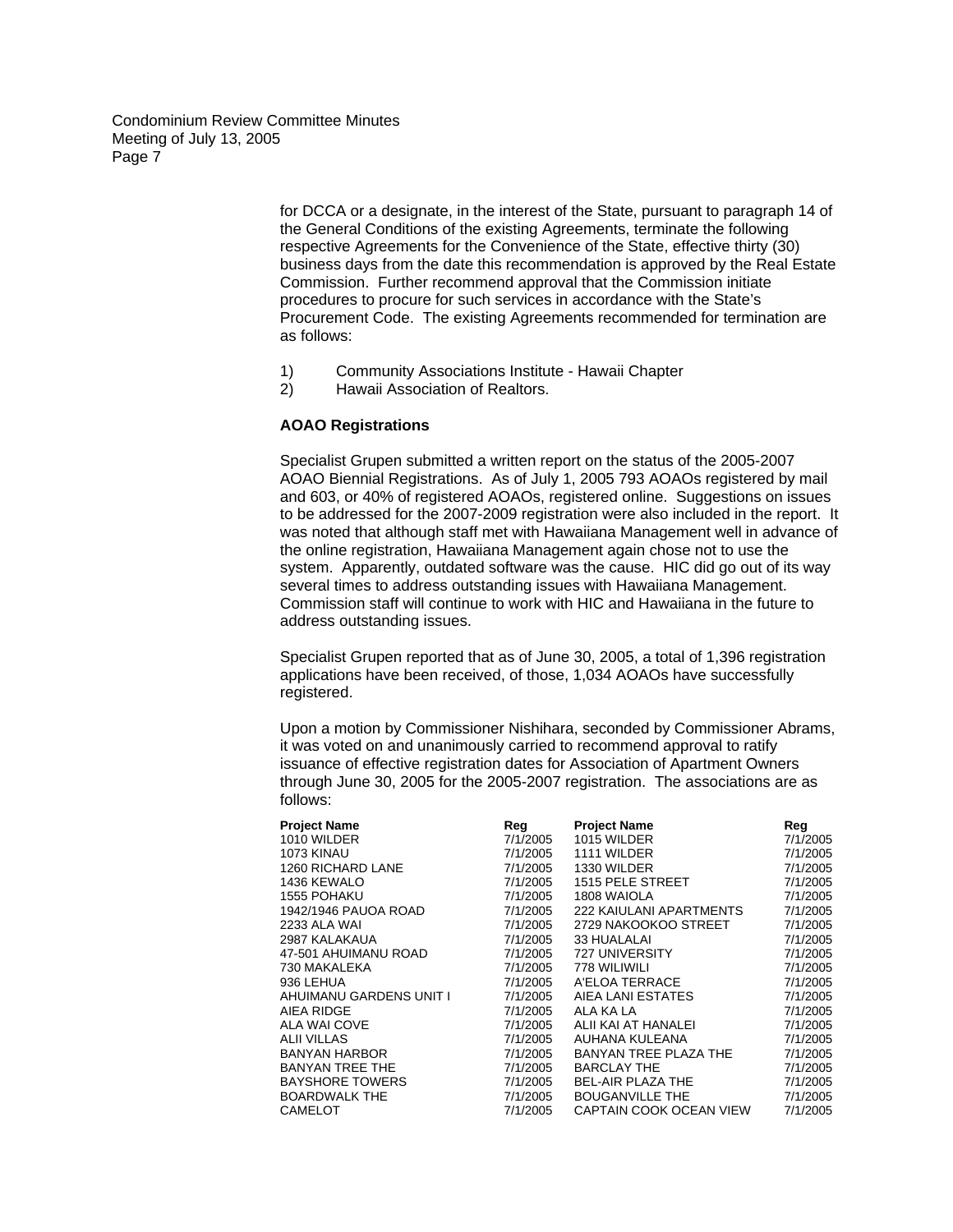for DCCA or a designate, in the interest of the State, pursuant to paragraph 14 of the General Conditions of the existing Agreements, terminate the following respective Agreements for the Convenience of the State, effective thirty (30) business days from the date this recommendation is approved by the Real Estate Commission. Further recommend approval that the Commission initiate procedures to procure for such services in accordance with the State's Procurement Code. The existing Agreements recommended for termination are as follows:

1) Community Associations Institute - Hawaii Chapter
2) Hawaii Association of Realtors.

**AOAO Registrations**

Specialist Grupen submitted a written report on the status of the 2005-2007 AOAO Biennial Registrations. As of July 1, 2005 793 AOAOs registered by mail and 603, or 40% of registered AOAOs, registered online. Suggestions on issues to be addressed for the 2007-2009 registration were also included in the report. It was noted that although staff met with Hawaiiana Management well in advance of the online registration, Hawaiiana Management again chose not to use the system. Apparently, outdated software was the cause. HIC did go out of its way several times to address outstanding issues with Hawaiiana Management. Commission staff will continue to work with HIC and Hawaiiana in the future to address outstanding issues.

Specialist Grupen reported that as of June 30, 2005, a total of 1,396 registration applications have been received, of those, 1,034 AOAOs have successfully registered.

Upon a motion by Commissioner Nishihara, seconded by Commissioner Abrams, it was voted on and unanimously carried to recommend approval to ratify issuance of effective registration dates for Association of Apartment Owners through June 30, 2005 for the 2005-2007 registration. The associations are as follows:

| Project Name | Reg | Project Name | Reg |
|---|---|---|---|
| 1010 WILDER | 7/1/2005 | 1015 WILDER | 7/1/2005 |
| 1073 KINAU | 7/1/2005 | 1111 WILDER | 7/1/2005 |
| 1260 RICHARD LANE | 7/1/2005 | 1330 WILDER | 7/1/2005 |
| 1436 KEWALO | 7/1/2005 | 1515 PELE STREET | 7/1/2005 |
| 1555 POHAKU | 7/1/2005 | 1808 WAIOLA | 7/1/2005 |
| 1942/1946 PAUOA ROAD | 7/1/2005 | 222 KAIULANI APARTMENTS | 7/1/2005 |
| 2233 ALA WAI | 7/1/2005 | 2729 NAKOOKOO STREET | 7/1/2005 |
| 2987 KALAKAUA | 7/1/2005 | 33 HUALALAI | 7/1/2005 |
| 47-501 AHUIMANU ROAD | 7/1/2005 | 727 UNIVERSITY | 7/1/2005 |
| 730 MAKALEKA | 7/1/2005 | 778 WILIWILI | 7/1/2005 |
| 936 LEHUA | 7/1/2005 | A'ELOA TERRACE | 7/1/2005 |
| AHUIMANU GARDENS UNIT I | 7/1/2005 | AIEA LANI ESTATES | 7/1/2005 |
| AIEA RIDGE | 7/1/2005 | ALA KA LA | 7/1/2005 |
| ALA WAI COVE | 7/1/2005 | ALII KAI AT HANALEI | 7/1/2005 |
| ALII VILLAS | 7/1/2005 | AUHANA KULEANA | 7/1/2005 |
| BANYAN HARBOR | 7/1/2005 | BANYAN TREE PLAZA THE | 7/1/2005 |
| BANYAN TREE THE | 7/1/2005 | BARCLAY THE | 7/1/2005 |
| BAYSHORE TOWERS | 7/1/2005 | BEL-AIR PLAZA THE | 7/1/2005 |
| BOARDWALK THE | 7/1/2005 | BOUGANVILLE THE | 7/1/2005 |
| CAMELOT | 7/1/2005 | CAPTAIN COOK OCEAN VIEW | 7/1/2005 |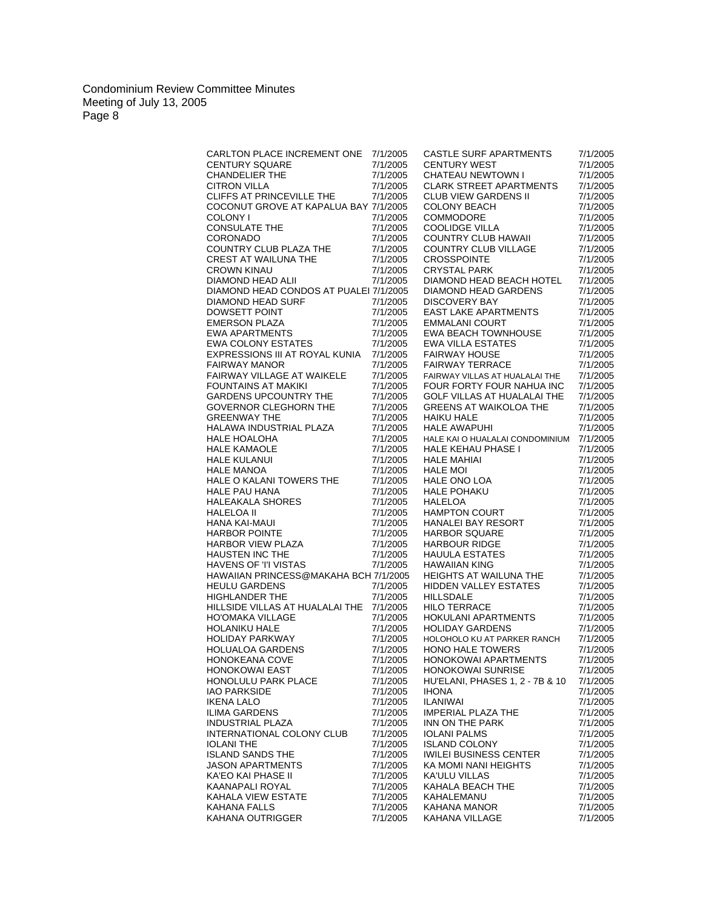| | | | |
|---|---|---|---|
| CARLTON PLACE INCREMENT ONE | 7/1/2005 | CASTLE SURF APARTMENTS | 7/1/2005 |
| CENTURY SQUARE | 7/1/2005 | CENTURY WEST | 7/1/2005 |
| CHANDELIER THE | 7/1/2005 | CHATEAU NEWTOWN I | 7/1/2005 |
| CITRON VILLA | 7/1/2005 | CLARK STREET APARTMENTS | 7/1/2005 |
| CLIFFS AT PRINCEVILLE THE | 7/1/2005 | CLUB VIEW GARDENS II | 7/1/2005 |
| COCONUT GROVE AT KAPALUA BAY | 7/1/2005 | COLONY BEACH | 7/1/2005 |
| COLONY I | 7/1/2005 | COMMODORE | 7/1/2005 |
| CONSULATE THE | 7/1/2005 | COOLIDGE VILLA | 7/1/2005 |
| CORONADO | 7/1/2005 | COUNTRY CLUB HAWAII | 7/1/2005 |
| COUNTRY CLUB PLAZA THE | 7/1/2005 | COUNTRY CLUB VILLAGE | 7/1/2005 |
| CREST AT WAILUNA THE | 7/1/2005 | CROSSPOINTE | 7/1/2005 |
| CROWN KINAU | 7/1/2005 | CRYSTAL PARK | 7/1/2005 |
| DIAMOND HEAD ALII | 7/1/2005 | DIAMOND HEAD BEACH HOTEL | 7/1/2005 |
| DIAMOND HEAD CONDOS AT PUALEI | 7/1/2005 | DIAMOND HEAD GARDENS | 7/1/2005 |
| DIAMOND HEAD SURF | 7/1/2005 | DISCOVERY BAY | 7/1/2005 |
| DOWSETT POINT | 7/1/2005 | EAST LAKE APARTMENTS | 7/1/2005 |
| EMERSON PLAZA | 7/1/2005 | EMMALANI COURT | 7/1/2005 |
| EWA APARTMENTS | 7/1/2005 | EWA BEACH TOWNHOUSE | 7/1/2005 |
| EWA COLONY ESTATES | 7/1/2005 | EWA VILLA ESTATES | 7/1/2005 |
| EXPRESSIONS III AT ROYAL KUNIA | 7/1/2005 | FAIRWAY HOUSE | 7/1/2005 |
| FAIRWAY MANOR | 7/1/2005 | FAIRWAY TERRACE | 7/1/2005 |
| FAIRWAY VILLAGE AT WAIKELE | 7/1/2005 | FAIRWAY VILLAS AT HUALALAI THE | 7/1/2005 |
| FOUNTAINS AT MAKIKI | 7/1/2005 | FOUR FORTY FOUR NAHUA INC | 7/1/2005 |
| GARDENS UPCOUNTRY THE | 7/1/2005 | GOLF VILLAS AT HUALALAI THE | 7/1/2005 |
| GOVERNOR CLEGHORN THE | 7/1/2005 | GREENS AT WAIKOLOA THE | 7/1/2005 |
| GREENWAY THE | 7/1/2005 | HAIKU HALE | 7/1/2005 |
| HALAWA INDUSTRIAL PLAZA | 7/1/2005 | HALE AWAPUHI | 7/1/2005 |
| HALE HOALOHA | 7/1/2005 | HALE KAI O HUALALAI CONDOMINIUM | 7/1/2005 |
| HALE KAMAOLE | 7/1/2005 | HALE KEHAU PHASE I | 7/1/2005 |
| HALE KULANUI | 7/1/2005 | HALE MAHIAI | 7/1/2005 |
| HALE MANOA | 7/1/2005 | HALE MOI | 7/1/2005 |
| HALE O KALANI TOWERS THE | 7/1/2005 | HALE ONO LOA | 7/1/2005 |
| HALE PAU HANA | 7/1/2005 | HALE POHAKU | 7/1/2005 |
| HALEAKALA SHORES | 7/1/2005 | HALELOA | 7/1/2005 |
| HALELOA II | 7/1/2005 | HAMPTON COURT | 7/1/2005 |
| HANA KAI-MAUI | 7/1/2005 | HANALEI BAY RESORT | 7/1/2005 |
| HARBOR POINTE | 7/1/2005 | HARBOR SQUARE | 7/1/2005 |
| HARBOR VIEW PLAZA | 7/1/2005 | HARBOUR RIDGE | 7/1/2005 |
| HAUSTEN INC THE | 7/1/2005 | HAUULA ESTATES | 7/1/2005 |
| HAVENS OF 'I'I VISTAS | 7/1/2005 | HAWAIIAN KING | 7/1/2005 |
| HAWAIIAN PRINCESS@MAKAHA BCH | 7/1/2005 | HEIGHTS AT WAILUNA THE | 7/1/2005 |
| HEULU GARDENS | 7/1/2005 | HIDDEN VALLEY ESTATES | 7/1/2005 |
| HIGHLANDER THE | 7/1/2005 | HILLSDALE | 7/1/2005 |
| HILLSIDE VILLAS AT HUALALAI THE | 7/1/2005 | HILO TERRACE | 7/1/2005 |
| HO'OMAKA VILLAGE | 7/1/2005 | HOKULANI APARTMENTS | 7/1/2005 |
| HOLANIKU HALE | 7/1/2005 | HOLIDAY GARDENS | 7/1/2005 |
| HOLIDAY PARKWAY | 7/1/2005 | HOLOHOLO KU AT PARKER RANCH | 7/1/2005 |
| HOLUALOA GARDENS | 7/1/2005 | HONO HALE TOWERS | 7/1/2005 |
| HONOKEANA COVE | 7/1/2005 | HONOKOWAI APARTMENTS | 7/1/2005 |
| HONOKOWAI EAST | 7/1/2005 | HONOKOWAI SUNRISE | 7/1/2005 |
| HONOLULU PARK PLACE | 7/1/2005 | HU'ELANI, PHASES 1, 2 - 7B & 10 | 7/1/2005 |
| IAO PARKSIDE | 7/1/2005 | IHONA | 7/1/2005 |
| IKENA LALO | 7/1/2005 | ILANIWAI | 7/1/2005 |
| ILIMA GARDENS | 7/1/2005 | IMPERIAL PLAZA THE | 7/1/2005 |
| INDUSTRIAL PLAZA | 7/1/2005 | INN ON THE PARK | 7/1/2005 |
| INTERNATIONAL COLONY CLUB | 7/1/2005 | IOLANI PALMS | 7/1/2005 |
| IOLANI THE | 7/1/2005 | ISLAND COLONY | 7/1/2005 |
| ISLAND SANDS THE | 7/1/2005 | IWILEI BUSINESS CENTER | 7/1/2005 |
| JASON APARTMENTS | 7/1/2005 | KA MOMI NANI HEIGHTS | 7/1/2005 |
| KA'EO KAI PHASE II | 7/1/2005 | KA'ULU VILLAS | 7/1/2005 |
| KAANAPALI ROYAL | 7/1/2005 | KAHALA BEACH THE | 7/1/2005 |
| KAHALA VIEW ESTATE | 7/1/2005 | KAHALEMANU | 7/1/2005 |
| KAHANA FALLS | 7/1/2005 | KAHANA MANOR | 7/1/2005 |
| KAHANA OUTRIGGER | 7/1/2005 | KAHANA VILLAGE | 7/1/2005 |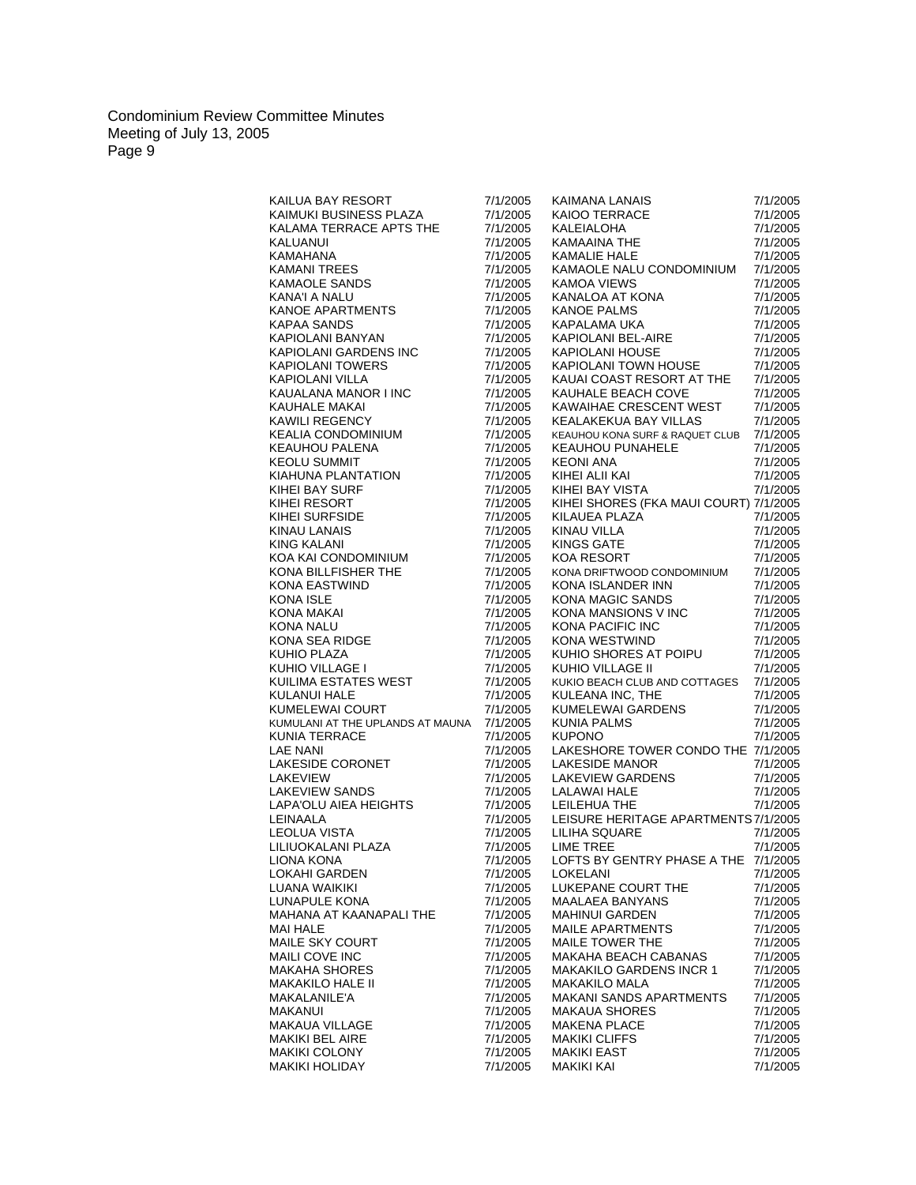| | | | |
|---|---|---|---|
| KAILUA BAY RESORT | 7/1/2005 | KAIMANA LANAIS | 7/1/2005 |
| KAIMUKI BUSINESS PLAZA | 7/1/2005 | KAIOO TERRACE | 7/1/2005 |
| KALAMA TERRACE APTS THE | 7/1/2005 | KALEIALOHA | 7/1/2005 |
| KALUANUI | 7/1/2005 | KAMAAINA THE | 7/1/2005 |
| KAMAHANA | 7/1/2005 | KAMALIE HALE | 7/1/2005 |
| KAMANI TREES | 7/1/2005 | KAMAOLE NALU CONDOMINIUM | 7/1/2005 |
| KAMAOLE SANDS | 7/1/2005 | KAMOA VIEWS | 7/1/2005 |
| KANA'I A NALU | 7/1/2005 | KANALOA AT KONA | 7/1/2005 |
| KANOE APARTMENTS | 7/1/2005 | KANOE PALMS | 7/1/2005 |
| KAPAA SANDS | 7/1/2005 | KAPALAMA UKA | 7/1/2005 |
| KAPIOLANI BANYAN | 7/1/2005 | KAPIOLANI BEL-AIRE | 7/1/2005 |
| KAPIOLANI GARDENS INC | 7/1/2005 | KAPIOLANI HOUSE | 7/1/2005 |
| KAPIOLANI TOWERS | 7/1/2005 | KAPIOLANI TOWN HOUSE | 7/1/2005 |
| KAPIOLANI VILLA | 7/1/2005 | KAUAI COAST RESORT AT THE | 7/1/2005 |
| KAUALANA MANOR I INC | 7/1/2005 | KAUHALE BEACH COVE | 7/1/2005 |
| KAUHALE MAKAI | 7/1/2005 | KAWAIHAE CRESCENT WEST | 7/1/2005 |
| KAWILI REGENCY | 7/1/2005 | KEALAKEKUA BAY VILLAS | 7/1/2005 |
| KEALIA CONDOMINIUM | 7/1/2005 | KEAUHOU KONA SURF & RAQUET CLUB | 7/1/2005 |
| KEAUHOU PALENA | 7/1/2005 | KEAUHOU PUNAHELE | 7/1/2005 |
| KEOLU SUMMIT | 7/1/2005 | KEONI ANA | 7/1/2005 |
| KIAHUNA PLANTATION | 7/1/2005 | KIHEI ALII KAI | 7/1/2005 |
| KIHEI BAY SURF | 7/1/2005 | KIHEI BAY VISTA | 7/1/2005 |
| KIHEI RESORT | 7/1/2005 | KIHEI SHORES (FKA MAUI COURT) | 7/1/2005 |
| KIHEI SURFSIDE | 7/1/2005 | KILAUEA PLAZA | 7/1/2005 |
| KINAU LANAIS | 7/1/2005 | KINAU VILLA | 7/1/2005 |
| KING KALANI | 7/1/2005 | KINGS GATE | 7/1/2005 |
| KOA KAI CONDOMINIUM | 7/1/2005 | KOA RESORT | 7/1/2005 |
| KONA BILLFISHER THE | 7/1/2005 | KONA DRIFTWOOD CONDOMINIUM | 7/1/2005 |
| KONA EASTWIND | 7/1/2005 | KONA ISLANDER INN | 7/1/2005 |
| KONA ISLE | 7/1/2005 | KONA MAGIC SANDS | 7/1/2005 |
| KONA MAKAI | 7/1/2005 | KONA MANSIONS V INC | 7/1/2005 |
| KONA NALU | 7/1/2005 | KONA PACIFIC INC | 7/1/2005 |
| KONA SEA RIDGE | 7/1/2005 | KONA WESTWIND | 7/1/2005 |
| KUHIO PLAZA | 7/1/2005 | KUHIO SHORES AT POIPU | 7/1/2005 |
| KUHIO VILLAGE I | 7/1/2005 | KUHIO VILLAGE II | 7/1/2005 |
| KUILIMA ESTATES WEST | 7/1/2005 | KUKIO BEACH CLUB AND COTTAGES | 7/1/2005 |
| KULANUI HALE | 7/1/2005 | KULEANA INC, THE | 7/1/2005 |
| KUMELEWAI COURT | 7/1/2005 | KUMELEWAI GARDENS | 7/1/2005 |
| KUMULANI AT THE UPLANDS AT MAUNA | 7/1/2005 | KUNIA PALMS | 7/1/2005 |
| KUNIA TERRACE | 7/1/2005 | KUPONO | 7/1/2005 |
| LAE NANI | 7/1/2005 | LAKESHORE TOWER CONDO THE | 7/1/2005 |
| LAKESIDE CORONET | 7/1/2005 | LAKESIDE MANOR | 7/1/2005 |
| LAKEVIEW | 7/1/2005 | LAKEVIEW GARDENS | 7/1/2005 |
| LAKEVIEW SANDS | 7/1/2005 | LALAWAI HALE | 7/1/2005 |
| LAPA'OLU AIEA HEIGHTS | 7/1/2005 | LEILEHUA THE | 7/1/2005 |
| LEINAALA | 7/1/2005 | LEISURE HERITAGE APARTMENTS | 7/1/2005 |
| LEOLUA VISTA | 7/1/2005 | LILIHA SQUARE | 7/1/2005 |
| LILIUOKALANI PLAZA | 7/1/2005 | LIME TREE | 7/1/2005 |
| LIONA KONA | 7/1/2005 | LOFTS BY GENTRY PHASE A THE | 7/1/2005 |
| LOKAHI GARDEN | 7/1/2005 | LOKELANI | 7/1/2005 |
| LUANA WAIKIKI | 7/1/2005 | LUKEPANE COURT THE | 7/1/2005 |
| LUNAPULE KONA | 7/1/2005 | MAALAEA BANYANS | 7/1/2005 |
| MAHANA AT KAANAPALI THE | 7/1/2005 | MAHINUI GARDEN | 7/1/2005 |
| MAI HALE | 7/1/2005 | MAILE APARTMENTS | 7/1/2005 |
| MAILE SKY COURT | 7/1/2005 | MAILE TOWER THE | 7/1/2005 |
| MAILI COVE INC | 7/1/2005 | MAKAHA BEACH CABANAS | 7/1/2005 |
| MAKAHA SHORES | 7/1/2005 | MAKAKILO GARDENS INCR 1 | 7/1/2005 |
| MAKAKILO HALE II | 7/1/2005 | MAKAKILO MALA | 7/1/2005 |
| MAKALANILE'A | 7/1/2005 | MAKANI SANDS APARTMENTS | 7/1/2005 |
| MAKANUI | 7/1/2005 | MAKAUA SHORES | 7/1/2005 |
| MAKAUA VILLAGE | 7/1/2005 | MAKENA PLACE | 7/1/2005 |
| MAKIKI BEL AIRE | 7/1/2005 | MAKIKI CLIFFS | 7/1/2005 |
| MAKIKI COLONY | 7/1/2005 | MAKIKI EAST | 7/1/2005 |
| MAKIKI HOLIDAY | 7/1/2005 | MAKIKI KAI | 7/1/2005 |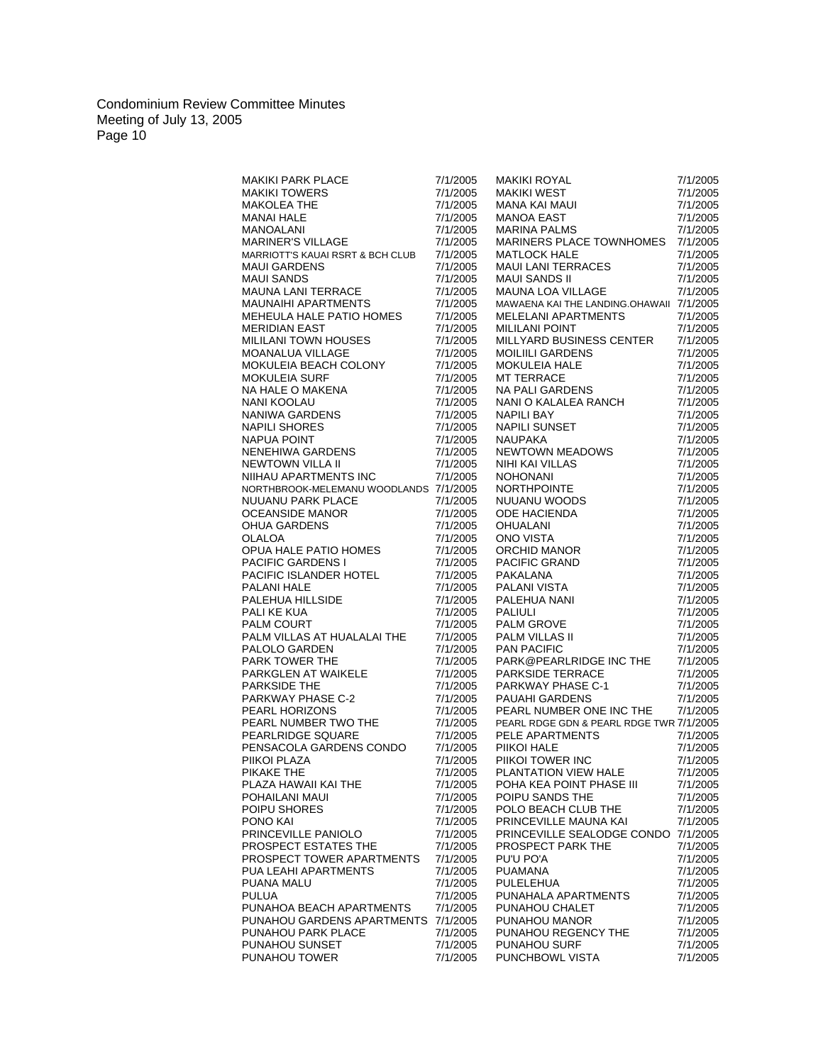| | | | |
|---|---|---|---|
| MAKIKI PARK PLACE | 7/1/2005 | MAKIKI ROYAL | 7/1/2005 |
| MAKIKI TOWERS | 7/1/2005 | MAKIKI WEST | 7/1/2005 |
| MAKOLEA THE | 7/1/2005 | MANA KAI MAUI | 7/1/2005 |
| MANAI HALE | 7/1/2005 | MANOA EAST | 7/1/2005 |
| MANOALANI | 7/1/2005 | MARINA PALMS | 7/1/2005 |
| MARINER'S VILLAGE | 7/1/2005 | MARINERS PLACE TOWNHOMES | 7/1/2005 |
| MARRIOTT'S KAUAI RSRT & BCH CLUB | 7/1/2005 | MATLOCK HALE | 7/1/2005 |
| MAUI GARDENS | 7/1/2005 | MAUI LANI TERRACES | 7/1/2005 |
| MAUI SANDS | 7/1/2005 | MAUI SANDS II | 7/1/2005 |
| MAUNA LANI TERRACE | 7/1/2005 | MAUNA LOA VILLAGE | 7/1/2005 |
| MAUNAIHI APARTMENTS | 7/1/2005 | MAWAENA KAI THE LANDING.OHAWAII | 7/1/2005 |
| MEHEULA HALE PATIO HOMES | 7/1/2005 | MELELANI APARTMENTS | 7/1/2005 |
| MERIDIAN EAST | 7/1/2005 | MILILANI POINT | 7/1/2005 |
| MILILANI TOWN HOUSES | 7/1/2005 | MILLYARD BUSINESS CENTER | 7/1/2005 |
| MOANALUA VILLAGE | 7/1/2005 | MOILIILI GARDENS | 7/1/2005 |
| MOKULEIA BEACH COLONY | 7/1/2005 | MOKULEIA HALE | 7/1/2005 |
| MOKULEIA SURF | 7/1/2005 | MT TERRACE | 7/1/2005 |
| NA HALE O MAKENA | 7/1/2005 | NA PALI GARDENS | 7/1/2005 |
| NANI KOOLAU | 7/1/2005 | NANI O KALALEA RANCH | 7/1/2005 |
| NANIWA GARDENS | 7/1/2005 | NAPILI BAY | 7/1/2005 |
| NAPILI SHORES | 7/1/2005 | NAPILI SUNSET | 7/1/2005 |
| NAPUA POINT | 7/1/2005 | NAUPAKA | 7/1/2005 |
| NENEHIWA GARDENS | 7/1/2005 | NEWTOWN MEADOWS | 7/1/2005 |
| NEWTOWN VILLA II | 7/1/2005 | NIHI KAI VILLAS | 7/1/2005 |
| NIIHAU APARTMENTS INC | 7/1/2005 | NOHONANI | 7/1/2005 |
| NORTHBROOK-MELEMANU WOODLANDS | 7/1/2005 | NORTHPOINTE | 7/1/2005 |
| NUUANU PARK PLACE | 7/1/2005 | NUUANU WOODS | 7/1/2005 |
| OCEANSIDE MANOR | 7/1/2005 | ODE HACIENDA | 7/1/2005 |
| OHUA GARDENS | 7/1/2005 | OHUALANI | 7/1/2005 |
| OLALOA | 7/1/2005 | ONO VISTA | 7/1/2005 |
| OPUA HALE PATIO HOMES | 7/1/2005 | ORCHID MANOR | 7/1/2005 |
| PACIFIC GARDENS I | 7/1/2005 | PACIFIC GRAND | 7/1/2005 |
| PACIFIC ISLANDER HOTEL | 7/1/2005 | PAKALANA | 7/1/2005 |
| PALANI HALE | 7/1/2005 | PALANI VISTA | 7/1/2005 |
| PALEHUA HILLSIDE | 7/1/2005 | PALEHUA NANI | 7/1/2005 |
| PALI KE KUA | 7/1/2005 | PALIULI | 7/1/2005 |
| PALM COURT | 7/1/2005 | PALM GROVE | 7/1/2005 |
| PALM VILLAS AT HUALALAI THE | 7/1/2005 | PALM VILLAS II | 7/1/2005 |
| PALOLO GARDEN | 7/1/2005 | PAN PACIFIC | 7/1/2005 |
| PARK TOWER THE | 7/1/2005 | PARK@PEARLRIDGE INC THE | 7/1/2005 |
| PARKGLEN AT WAIKELE | 7/1/2005 | PARKSIDE TERRACE | 7/1/2005 |
| PARKSIDE THE | 7/1/2005 | PARKWAY PHASE C-1 | 7/1/2005 |
| PARKWAY PHASE C-2 | 7/1/2005 | PAUAHI GARDENS | 7/1/2005 |
| PEARL HORIZONS | 7/1/2005 | PEARL NUMBER ONE INC THE | 7/1/2005 |
| PEARL NUMBER TWO THE | 7/1/2005 | PEARL RDGE GDN & PEARL RDGE TWR | 7/1/2005 |
| PEARLRIDGE SQUARE | 7/1/2005 | PELE APARTMENTS | 7/1/2005 |
| PENSACOLA GARDENS CONDO | 7/1/2005 | PIIKOI HALE | 7/1/2005 |
| PIIKOI PLAZA | 7/1/2005 | PIIKOI TOWER INC | 7/1/2005 |
| PIKAKE THE | 7/1/2005 | PLANTATION VIEW HALE | 7/1/2005 |
| PLAZA HAWAII KAI THE | 7/1/2005 | POHA KEA POINT PHASE III | 7/1/2005 |
| POHAILANI MAUI | 7/1/2005 | POIPU SANDS THE | 7/1/2005 |
| POIPU SHORES | 7/1/2005 | POLO BEACH CLUB THE | 7/1/2005 |
| PONO KAI | 7/1/2005 | PRINCEVILLE MAUNA KAI | 7/1/2005 |
| PRINCEVILLE PANIOLO | 7/1/2005 | PRINCEVILLE SEALODGE CONDO | 7/1/2005 |
| PROSPECT ESTATES THE | 7/1/2005 | PROSPECT PARK THE | 7/1/2005 |
| PROSPECT TOWER APARTMENTS | 7/1/2005 | PU'U PO'A | 7/1/2005 |
| PUA LEAHI APARTMENTS | 7/1/2005 | PUAMANA | 7/1/2005 |
| PUANA MALU | 7/1/2005 | PULELEHUA | 7/1/2005 |
| PULUA | 7/1/2005 | PUNAHALA APARTMENTS | 7/1/2005 |
| PUNAHOA BEACH APARTMENTS | 7/1/2005 | PUNAHOU CHALET | 7/1/2005 |
| PUNAHOU GARDENS APARTMENTS | 7/1/2005 | PUNAHOU MANOR | 7/1/2005 |
| PUNAHOU PARK PLACE | 7/1/2005 | PUNAHOU REGENCY THE | 7/1/2005 |
| PUNAHOU SUNSET | 7/1/2005 | PUNAHOU SURF | 7/1/2005 |
| PUNAHOU TOWER | 7/1/2005 | PUNCHBOWL VISTA | 7/1/2005 |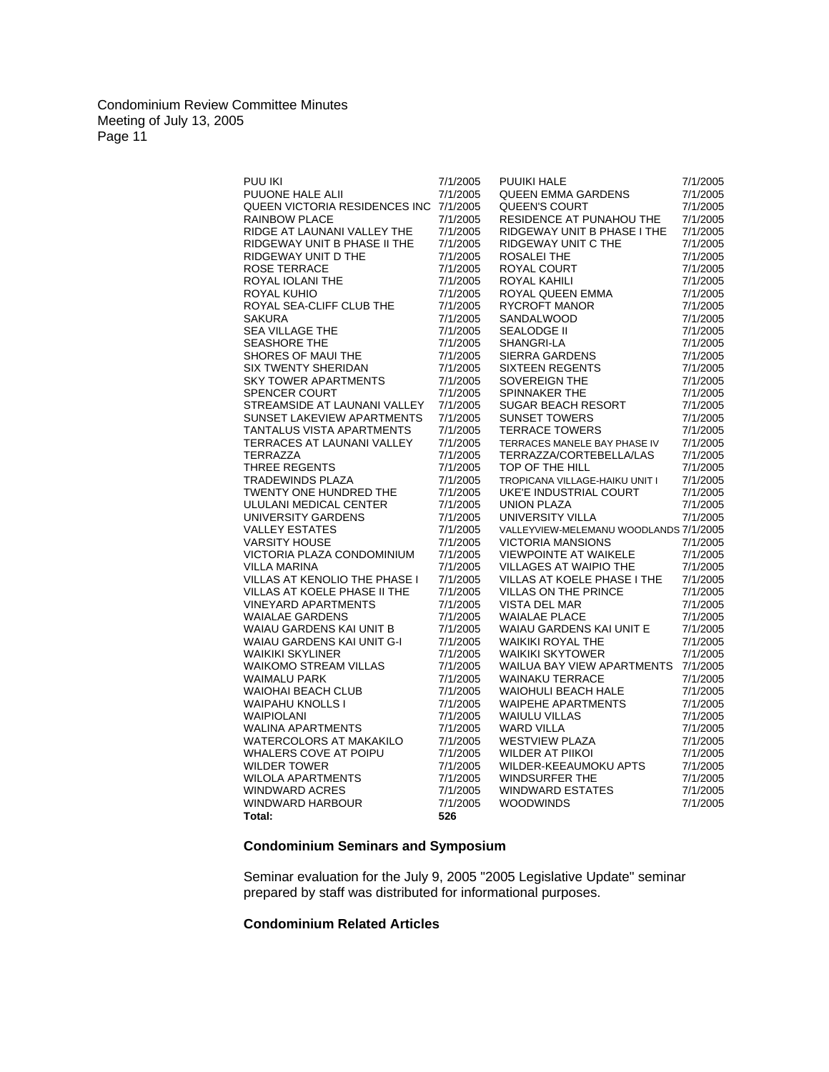| | | | |
|---|---|---|---|
| PUU IKI | 7/1/2005 | PUUIKI HALE | 7/1/2005 |
| PUUONE HALE ALII | 7/1/2005 | QUEEN EMMA GARDENS | 7/1/2005 |
| QUEEN VICTORIA RESIDENCES INC | 7/1/2005 | QUEEN'S COURT | 7/1/2005 |
| RAINBOW PLACE | 7/1/2005 | RESIDENCE AT PUNAHOU THE | 7/1/2005 |
| RIDGE AT LAUNANI VALLEY THE | 7/1/2005 | RIDGEWAY UNIT B PHASE I THE | 7/1/2005 |
| RIDGEWAY UNIT B PHASE II THE | 7/1/2005 | RIDGEWAY UNIT C THE | 7/1/2005 |
| RIDGEWAY UNIT D THE | 7/1/2005 | ROSALEI THE | 7/1/2005 |
| ROSE TERRACE | 7/1/2005 | ROYAL COURT | 7/1/2005 |
| ROYAL IOLANI THE | 7/1/2005 | ROYAL KAHILI | 7/1/2005 |
| ROYAL KUHIO | 7/1/2005 | ROYAL QUEEN EMMA | 7/1/2005 |
| ROYAL SEA-CLIFF CLUB THE | 7/1/2005 | RYCROFT MANOR | 7/1/2005 |
| SAKURA | 7/1/2005 | SANDALWOOD | 7/1/2005 |
| SEA VILLAGE THE | 7/1/2005 | SEALODGE II | 7/1/2005 |
| SEASHORE THE | 7/1/2005 | SHANGRI-LA | 7/1/2005 |
| SHORES OF MAUI THE | 7/1/2005 | SIERRA GARDENS | 7/1/2005 |
| SIX TWENTY SHERIDAN | 7/1/2005 | SIXTEEN REGENTS | 7/1/2005 |
| SKY TOWER APARTMENTS | 7/1/2005 | SOVEREIGN THE | 7/1/2005 |
| SPENCER COURT | 7/1/2005 | SPINNAKER THE | 7/1/2005 |
| STREAMSIDE AT LAUNANI VALLEY | 7/1/2005 | SUGAR BEACH RESORT | 7/1/2005 |
| SUNSET LAKEVIEW APARTMENTS | 7/1/2005 | SUNSET TOWERS | 7/1/2005 |
| TANTALUS VISTA APARTMENTS | 7/1/2005 | TERRACE TOWERS | 7/1/2005 |
| TERRACES AT LAUNANI VALLEY | 7/1/2005 | TERRACES MANELE BAY PHASE IV | 7/1/2005 |
| TERRAZZA | 7/1/2005 | TERRAZZA/CORTEBELLA/LAS | 7/1/2005 |
| THREE REGENTS | 7/1/2005 | TOP OF THE HILL | 7/1/2005 |
| TRADEWINDS PLAZA | 7/1/2005 | TROPICANA VILLAGE-HAIKU UNIT I | 7/1/2005 |
| TWENTY ONE HUNDRED THE | 7/1/2005 | UKE'E INDUSTRIAL COURT | 7/1/2005 |
| ULULANI MEDICAL CENTER | 7/1/2005 | UNION PLAZA | 7/1/2005 |
| UNIVERSITY GARDENS | 7/1/2005 | UNIVERSITY VILLA | 7/1/2005 |
| VALLEY ESTATES | 7/1/2005 | VALLEYVIEW-MELEMANU WOODLANDS | 7/1/2005 |
| VARSITY HOUSE | 7/1/2005 | VICTORIA MANSIONS | 7/1/2005 |
| VICTORIA PLAZA CONDOMINIUM | 7/1/2005 | VIEWPOINTE AT WAIKELE | 7/1/2005 |
| VILLA MARINA | 7/1/2005 | VILLAGES AT WAIPIO THE | 7/1/2005 |
| VILLAS AT KENOLIO THE PHASE I | 7/1/2005 | VILLAS AT KOELE PHASE I THE | 7/1/2005 |
| VILLAS AT KOELE PHASE II THE | 7/1/2005 | VILLAS ON THE PRINCE | 7/1/2005 |
| VINEYARD APARTMENTS | 7/1/2005 | VISTA DEL MAR | 7/1/2005 |
| WAIALAE GARDENS | 7/1/2005 | WAIALAE PLACE | 7/1/2005 |
| WAIAU GARDENS KAI UNIT B | 7/1/2005 | WAIAU GARDENS KAI UNIT E | 7/1/2005 |
| WAIAU GARDENS KAI UNIT G-I | 7/1/2005 | WAIKIKI ROYAL THE | 7/1/2005 |
| WAIKIKI SKYLINER | 7/1/2005 | WAIKIKI SKYTOWER | 7/1/2005 |
| WAIKOMO STREAM VILLAS | 7/1/2005 | WAILUA BAY VIEW APARTMENTS | 7/1/2005 |
| WAIMALU PARK | 7/1/2005 | WAINAKU TERRACE | 7/1/2005 |
| WAIOHAI BEACH CLUB | 7/1/2005 | WAIOHULI BEACH HALE | 7/1/2005 |
| WAIPAHU KNOLLS I | 7/1/2005 | WAIPEHE APARTMENTS | 7/1/2005 |
| WAIPIOLANI | 7/1/2005 | WAIULU VILLAS | 7/1/2005 |
| WALINA APARTMENTS | 7/1/2005 | WARD VILLA | 7/1/2005 |
| WATERCOLORS AT MAKAKILO | 7/1/2005 | WESTVIEW PLAZA | 7/1/2005 |
| WHALERS COVE AT POIPU | 7/1/2005 | WILDER AT PIIKOI | 7/1/2005 |
| WILDER TOWER | 7/1/2005 | WILDER-KEEAUMOKU APTS | 7/1/2005 |
| WILOLA APARTMENTS | 7/1/2005 | WINDSURFER THE | 7/1/2005 |
| WINDWARD ACRES | 7/1/2005 | WINDWARD ESTATES | 7/1/2005 |
| WINDWARD HARBOUR | 7/1/2005 | WOODWINDS | 7/1/2005 |
| **Total:** | **526** | | |

### Condominium Seminars and Symposium

Seminar evaluation for the July 9, 2005 "2005 Legislative Update" seminar prepared by staff was distributed for informational purposes.

### Condominium Related Articles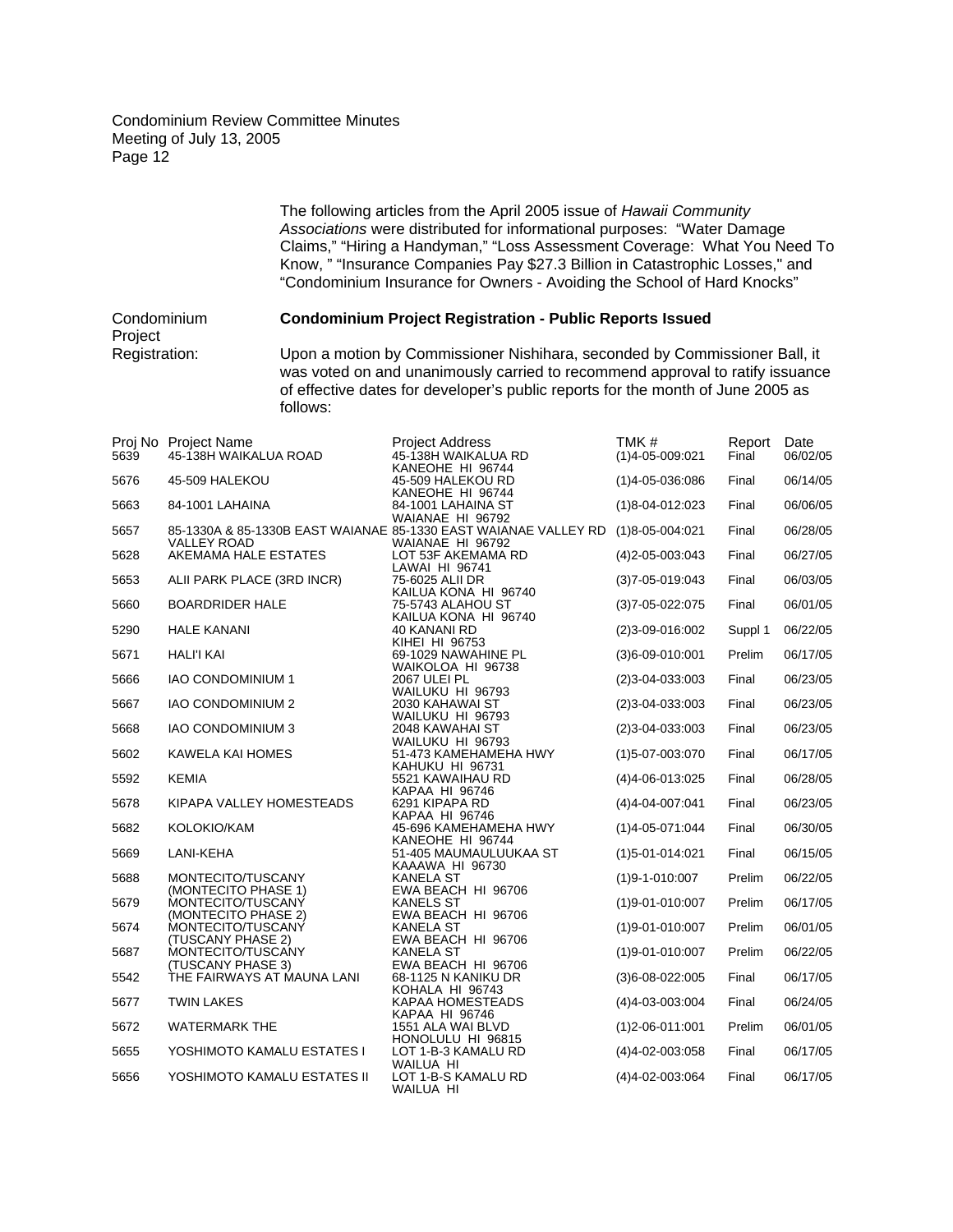The following articles from the April 2005 issue of *Hawaii Community Associations* were distributed for informational purposes: "Water Damage Claims," "Hiring a Handyman," "Loss Assessment Coverage: What You Need To Know, " "Insurance Companies Pay $27.3 Billion in Catastrophic Losses," and "Condominium Insurance for Owners - Avoiding the School of Hard Knocks"

Condominium Project Registration:

**Condominium Project Registration - Public Reports Issued**

Upon a motion by Commissioner Nishihara, seconded by Commissioner Ball, it was voted on and unanimously carried to recommend approval to ratify issuance of effective dates for developer's public reports for the month of June 2005 as follows:

| Proj No | Project Name | Project Address | TMK # | Report | Date |
|---|---|---|---|---|---|
| 5639 | 45-138H WAIKALUA ROAD | 45-138H WAIKALUA RD KANEOHE HI 96744 | (1)4-05-009:021 | Final | 06/02/05 |
| 5676 | 45-509 HALEKOU | 45-509 HALEKOU RD KANEOHE HI 96744 | (1)4-05-036:086 | Final | 06/14/05 |
| 5663 | 84-1001 LAHAINA | 84-1001 LAHAINA ST WAIANAE HI 96792 | (1)8-04-012:023 | Final | 06/06/05 |
| 5657 | 85-1330A & 85-1330B EAST WAIANAE VALLEY ROAD | 85-1330 EAST WAIANAE VALLEY RD WAIANAE HI 96792 | (1)8-05-004:021 | Final | 06/28/05 |
| 5628 | AKEMAMA HALE ESTATES | LOT 53F AKEMAMA RD LAWAI HI 96741 | (4)2-05-003:043 | Final | 06/27/05 |
| 5653 | ALII PARK PLACE (3RD INCR) | 75-6025 ALII DR KAILUA KONA HI 96740 | (3)7-05-019:043 | Final | 06/03/05 |
| 5660 | BOARDRIDER HALE | 75-5743 ALAHOU ST KAILUA KONA HI 96740 | (3)7-05-022:075 | Final | 06/01/05 |
| 5290 | HALE KANANI | 40 KANANI RD KIHEI HI 96753 | (2)3-09-016:002 | Suppl 1 | 06/22/05 |
| 5671 | HALI'I KAI | 69-1029 NAWAHINE PL WAIKOLOA HI 96738 | (3)6-09-010:001 | Prelim | 06/17/05 |
| 5666 | IAO CONDOMINIUM 1 | 2067 ULEI PL WAILUKU HI 96793 | (2)3-04-033:003 | Final | 06/23/05 |
| 5667 | IAO CONDOMINIUM 2 | 2030 KAHAWAI ST WAILUKU HI 96793 | (2)3-04-033:003 | Final | 06/23/05 |
| 5668 | IAO CONDOMINIUM 3 | 2048 KAWAHAI ST WAILUKU HI 96793 | (2)3-04-033:003 | Final | 06/23/05 |
| 5602 | KAWELA KAI HOMES | 51-473 KAMEHAMEHA HWY KAHUKU HI 96731 | (1)5-07-003:070 | Final | 06/17/05 |
| 5592 | KEMIA | 5521 KAWAIHAU RD KAPAA HI 96746 | (4)4-06-013:025 | Final | 06/28/05 |
| 5678 | KIPAPA VALLEY HOMESTEADS | 6291 KIPAPA RD KAPAA HI 96746 | (4)4-04-007:041 | Final | 06/23/05 |
| 5682 | KOLOKIO/KAM | 45-696 KAMEHAMEHA HWY KANEOHE HI 96744 | (1)4-05-071:044 | Final | 06/30/05 |
| 5669 | LANI-KEHA | 51-405 MAUMAULUUKAA ST KAAAWA HI 96730 | (1)5-01-014:021 | Final | 06/15/05 |
| 5688 | MONTECITO/TUSCANY (MONTECITO PHASE 1) | KANELA ST EWA BEACH HI 96706 | (1)9-1-010:007 | Prelim | 06/22/05 |
| 5679 | MONTECITO/TUSCANY (MONTECITO PHASE 2) | KANELS ST EWA BEACH HI 96706 | (1)9-01-010:007 | Prelim | 06/17/05 |
| 5674 | MONTECITO/TUSCANY (TUSCANY PHASE 2) | KANELA ST EWA BEACH HI 96706 | (1)9-01-010:007 | Prelim | 06/01/05 |
| 5687 | MONTECITO/TUSCANY (TUSCANY PHASE 3) | KANELA ST EWA BEACH HI 96706 | (1)9-01-010:007 | Prelim | 06/22/05 |
| 5542 | THE FAIRWAYS AT MAUNA LANI | 68-1125 N KANIKU DR KOHALA HI 96743 | (3)6-08-022:005 | Final | 06/17/05 |
| 5677 | TWIN LAKES | KAPAA HOMESTEADS KAPAA HI 96746 | (4)4-03-003:004 | Final | 06/24/05 |
| 5672 | WATERMARK THE | 1551 ALA WAI BLVD HONOLULU HI 96815 | (1)2-06-011:001 | Prelim | 06/01/05 |
| 5655 | YOSHIMOTO KAMALU ESTATES I | LOT 1-B-3 KAMALU RD WAILUA HI | (4)4-02-003:058 | Final | 06/17/05 |
| 5656 | YOSHIMOTO KAMALU ESTATES II | LOT 1-B-S KAMALU RD WAILUA HI | (4)4-02-003:064 | Final | 06/17/05 |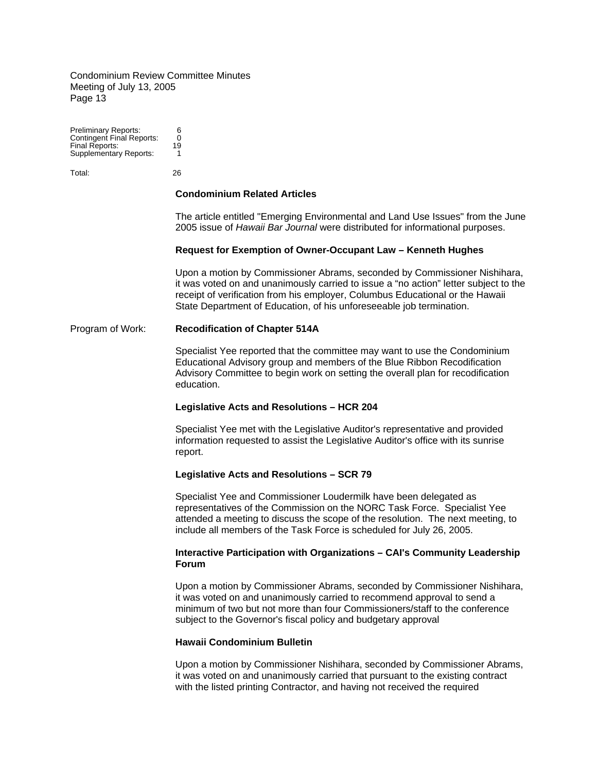| | |
|---|---|
| Preliminary Reports: | 6 |
| Contingent Final Reports: | 0 |
| Final Reports: | 19 |
| Supplementary Reports: | 1 |
| Total: | 26 |

**Condominium Related Articles**

The article entitled "Emerging Environmental and Land Use Issues" from the June 2005 issue of *Hawaii Bar Journal* were distributed for informational purposes.

**Request for Exemption of Owner-Occupant Law – Kenneth Hughes**

Upon a motion by Commissioner Abrams, seconded by Commissioner Nishihara, it was voted on and unanimously carried to issue a "no action" letter subject to the receipt of verification from his employer, Columbus Educational or the Hawaii State Department of Education, of his unforeseeable job termination.

Program of Work: **Recodification of Chapter 514A**

Specialist Yee reported that the committee may want to use the Condominium Educational Advisory group and members of the Blue Ribbon Recodification Advisory Committee to begin work on setting the overall plan for recodification education.

**Legislative Acts and Resolutions – HCR 204**

Specialist Yee met with the Legislative Auditor's representative and provided information requested to assist the Legislative Auditor's office with its sunrise report.

**Legislative Acts and Resolutions – SCR 79**

Specialist Yee and Commissioner Loudermilk have been delegated as representatives of the Commission on the NORC Task Force. Specialist Yee attended a meeting to discuss the scope of the resolution. The next meeting, to include all members of the Task Force is scheduled for July 26, 2005.

**Interactive Participation with Organizations – CAI's Community Leadership Forum**

Upon a motion by Commissioner Abrams, seconded by Commissioner Nishihara, it was voted on and unanimously carried to recommend approval to send a minimum of two but not more than four Commissioners/staff to the conference subject to the Governor's fiscal policy and budgetary approval

**Hawaii Condominium Bulletin**

Upon a motion by Commissioner Nishihara, seconded by Commissioner Abrams, it was voted on and unanimously carried that pursuant to the existing contract with the listed printing Contractor, and having not received the required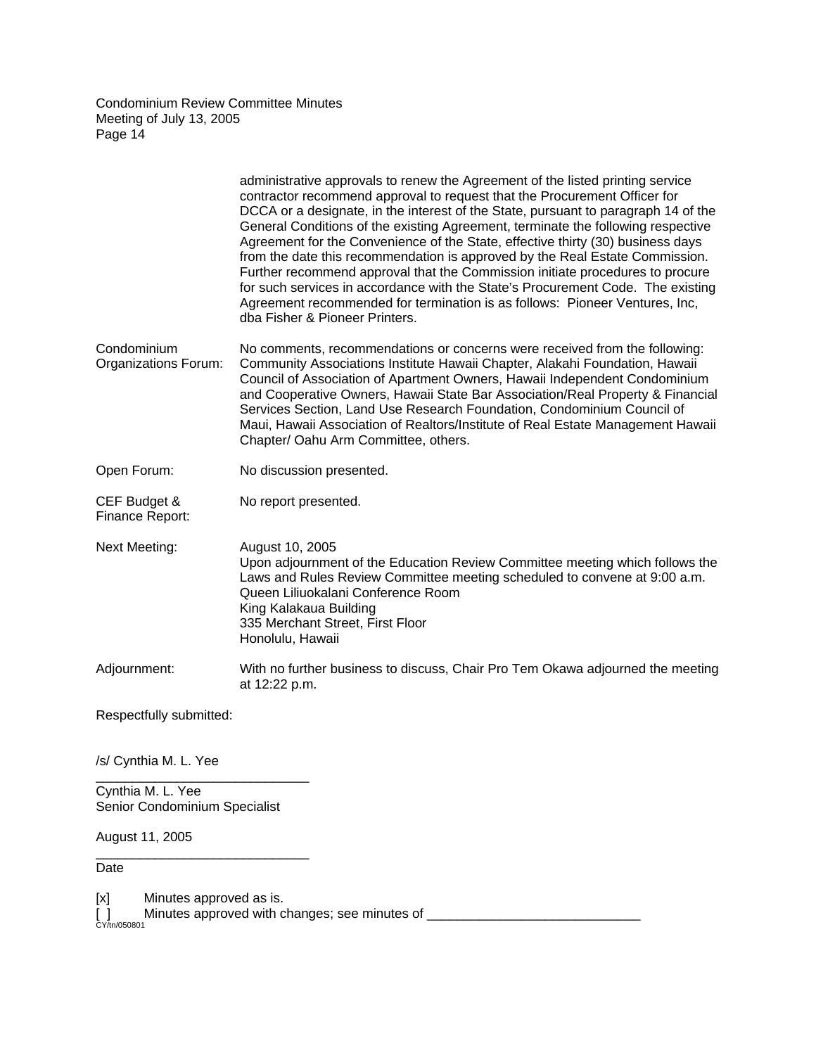administrative approvals to renew the Agreement of the listed printing service contractor recommend approval to request that the Procurement Officer for DCCA or a designate, in the interest of the State, pursuant to paragraph 14 of the General Conditions of the existing Agreement, terminate the following respective Agreement for the Convenience of the State, effective thirty (30) business days from the date this recommendation is approved by the Real Estate Commission. Further recommend approval that the Commission initiate procedures to procure for such services in accordance with the State's Procurement Code. The existing Agreement recommended for termination is as follows: Pioneer Ventures, Inc, dba Fisher & Pioneer Printers.

| | |
|---|---|
| Condominium Organizations Forum: | No comments, recommendations or concerns were received from the following: Community Associations Institute Hawaii Chapter, Alakahi Foundation, Hawaii Council of Association of Apartment Owners, Hawaii Independent Condominium and Cooperative Owners, Hawaii State Bar Association/Real Property & Financial Services Section, Land Use Research Foundation, Condominium Council of Maui, Hawaii Association of Realtors/Institute of Real Estate Management Hawaii Chapter/ Oahu Arm Committee, others. |
| Open Forum: | No discussion presented. |
| CEF Budget & Finance Report: | No report presented. |
| Next Meeting: | August 10, 2005<br>Upon adjournment of the Education Review Committee meeting which follows the Laws and Rules Review Committee meeting scheduled to convene at 9:00 a.m.<br>Queen Liliuokalani Conference Room<br>King Kalakaua Building<br>335 Merchant Street, First Floor<br>Honolulu, Hawaii |
| Adjournment: | With no further business to discuss, Chair Pro Tem Okawa adjourned the meeting at 12:22 p.m. |

Respectfully submitted:

/s/ Cynthia M. L. Yee

_____________________________

Cynthia M. L. Yee
Senior Condominium Specialist

August 11, 2005

_____________________________

Date

[x] Minutes approved as is.
[ ] Minutes approved with changes; see minutes of _____________________________

CY/tn/050801